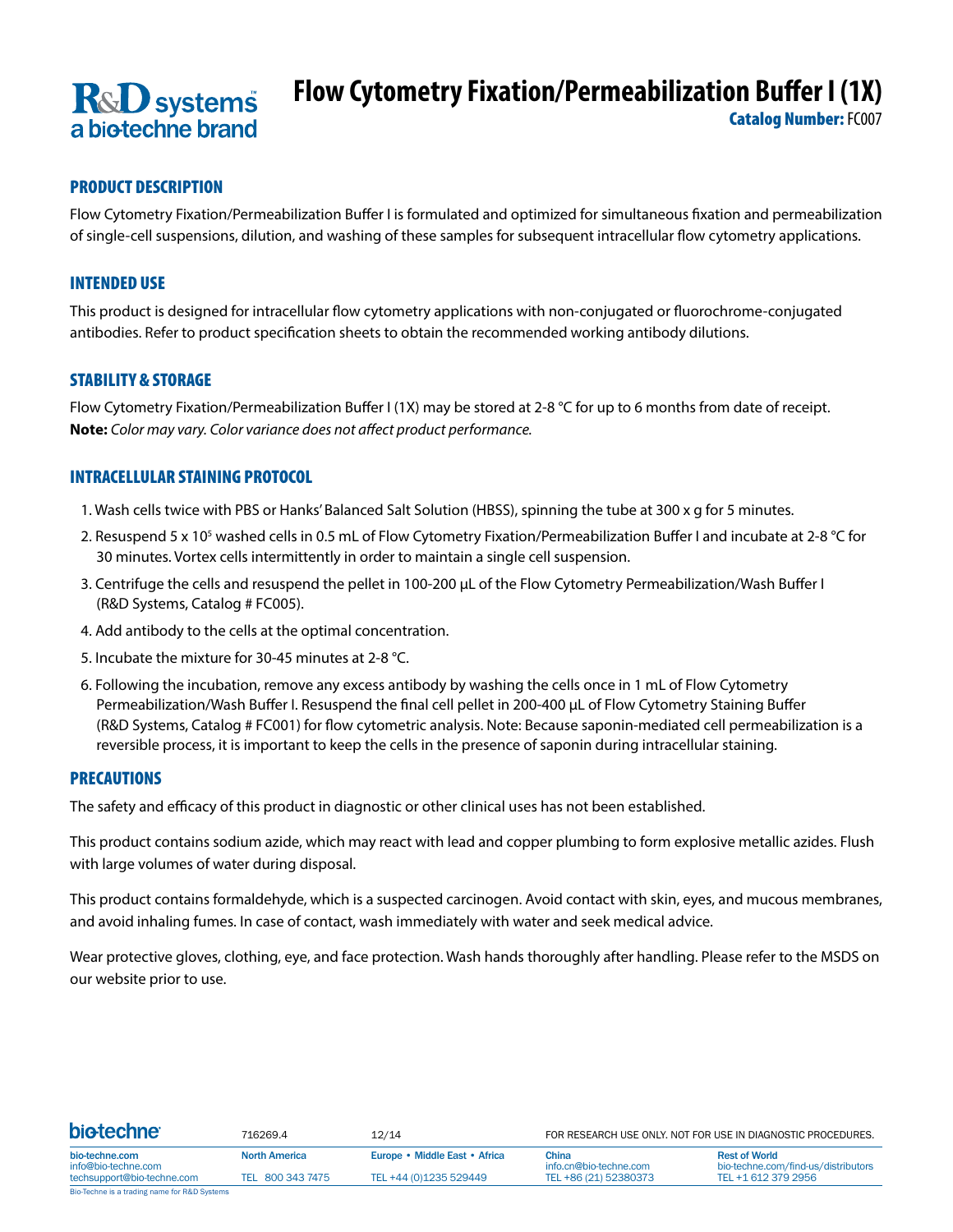# Flow Cytometry Fixation/Permeabilization Buffer I (1X)

**Catalog Number:** FC007

## PRODUCT DESCRIPTION

Flow Cytometry Fixation/Permeabilization Buffer I is formulated and optimized for simultaneous fixation and permeabilization of single-cell suspensions, dilution, and washing of these samples for subsequent intracellular flow cytometry applications.

## INTENDED USE

This product is designed for intracellular flow cytometry applications with non-conjugated or fluorochrome-conjugated antibodies. Refer to product specification sheets to obtain the recommended working antibody dilutions.

## STABILITY & STORAGE

Flow Cytometry Fixation/Permeabilization Buffer I (1X) may be stored at 2-8 °C for up to 6 months from date of receipt.
**Note:** *Color may vary. Color variance does not affect product performance.*

## INTRACELLULAR STAINING PROTOCOL

1. Wash cells twice with PBS or Hanks' Balanced Salt Solution (HBSS), spinning the tube at 300 x g for 5 minutes.
2. Resuspend 5 x $10^5$ washed cells in 0.5 mL of Flow Cytometry Fixation/Permeabilization Buffer I and incubate at 2-8 °C for 30 minutes. Vortex cells intermittently in order to maintain a single cell suspension.
3. Centrifuge the cells and resuspend the pellet in 100-200 µL of the Flow Cytometry Permeabilization/Wash Buffer I (R&D Systems, Catalog # FC005).
4. Add antibody to the cells at the optimal concentration.
5. Incubate the mixture for 30-45 minutes at 2-8 °C.
6. Following the incubation, remove any excess antibody by washing the cells once in 1 mL of Flow Cytometry Permeabilization/Wash Buffer I. Resuspend the final cell pellet in 200-400 µL of Flow Cytometry Staining Buffer (R&D Systems, Catalog # FC001) for flow cytometric analysis. Note: Because saponin-mediated cell permeabilization is a reversible process, it is important to keep the cells in the presence of saponin during intracellular staining.

## PRECAUTIONS

The safety and efficacy of this product in diagnostic or other clinical uses has not been established.

This product contains sodium azide, which may react with lead and copper plumbing to form explosive metallic azides. Flush with large volumes of water during disposal.

This product contains formaldehyde, which is a suspected carcinogen. Avoid contact with skin, eyes, and mucous membranes, and avoid inhaling fumes. In case of contact, wash immediately with water and seek medical advice.

Wear protective gloves, clothing, eye, and face protection. Wash hands thoroughly after handling. Please refer to the MSDS on our website prior to use.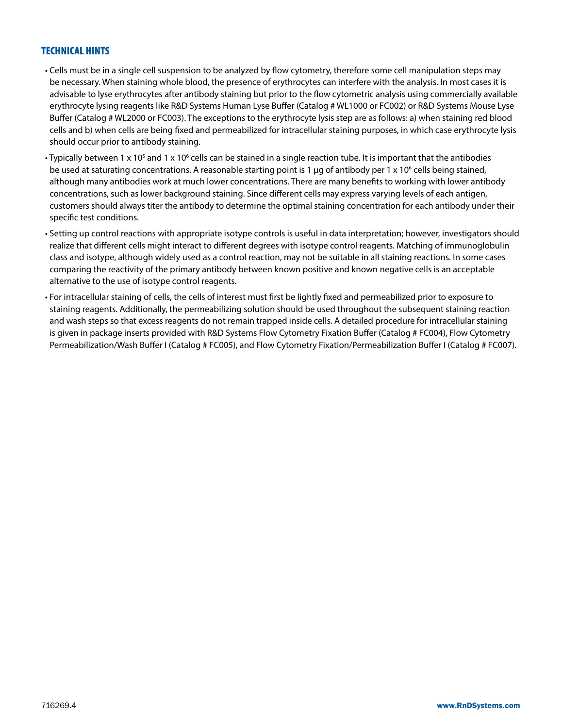## TECHNICAL HINTS

- Cells must be in a single cell suspension to be analyzed by flow cytometry, therefore some cell manipulation steps may be necessary. When staining whole blood, the presence of erythrocytes can interfere with the analysis. In most cases it is advisable to lyse erythrocytes after antibody staining but prior to the flow cytometric analysis using commercially available erythrocyte lysing reagents like R&D Systems Human Lyse Buffer (Catalog # WL1000 or FC002) or R&D Systems Mouse Lyse Buffer (Catalog # WL2000 or FC003). The exceptions to the erythrocyte lysis step are as follows: a) when staining red blood cells and b) when cells are being fixed and permeabilized for intracellular staining purposes, in which case erythrocyte lysis should occur prior to antibody staining.
- Typically between 1 x $10^5$ and 1 x $10^6$ cells can be stained in a single reaction tube. It is important that the antibodies be used at saturating concentrations. A reasonable starting point is 1 µg of antibody per 1 x $10^6$ cells being stained, although many antibodies work at much lower concentrations. There are many benefits to working with lower antibody concentrations, such as lower background staining. Since different cells may express varying levels of each antigen, customers should always titer the antibody to determine the optimal staining concentration for each antibody under their specific test conditions.
- Setting up control reactions with appropriate isotype controls is useful in data interpretation; however, investigators should realize that different cells might interact to different degrees with isotype control reagents. Matching of immunoglobulin class and isotype, although widely used as a control reaction, may not be suitable in all staining reactions. In some cases comparing the reactivity of the primary antibody between known positive and known negative cells is an acceptable alternative to the use of isotype control reagents.
- For intracellular staining of cells, the cells of interest must first be lightly fixed and permeabilized prior to exposure to staining reagents. Additionally, the permeabilizing solution should be used throughout the subsequent staining reaction and wash steps so that excess reagents do not remain trapped inside cells. A detailed procedure for intracellular staining is given in package inserts provided with R&D Systems Flow Cytometry Fixation Buffer (Catalog # FC004), Flow Cytometry Permeabilization/Wash Buffer I (Catalog # FC005), and Flow Cytometry Fixation/Permeabilization Buffer I (Catalog # FC007).

716269.4